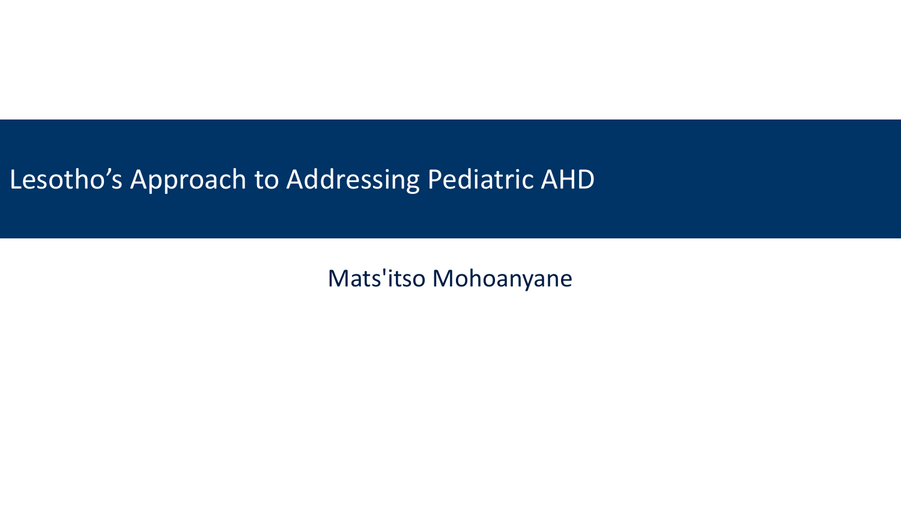# Lesotho’s Approach to Addressing Pediatric AHD

Mats'itso Mohoanyane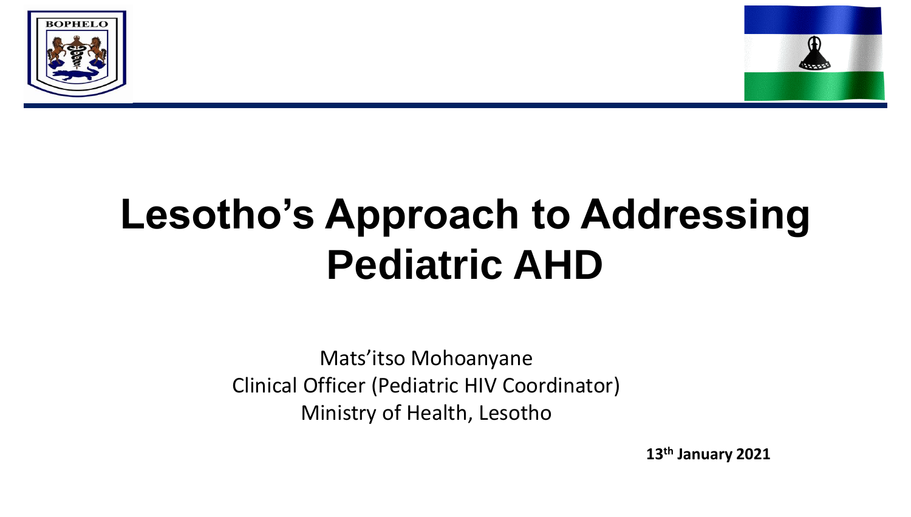BOPHELO

# Lesotho's Approach to Addressing Pediatric AHD

Mats'itso Mohoanyane
Clinical Officer (Pediatric HIV Coordinator)
Ministry of Health, Lesotho

**13th January 2021**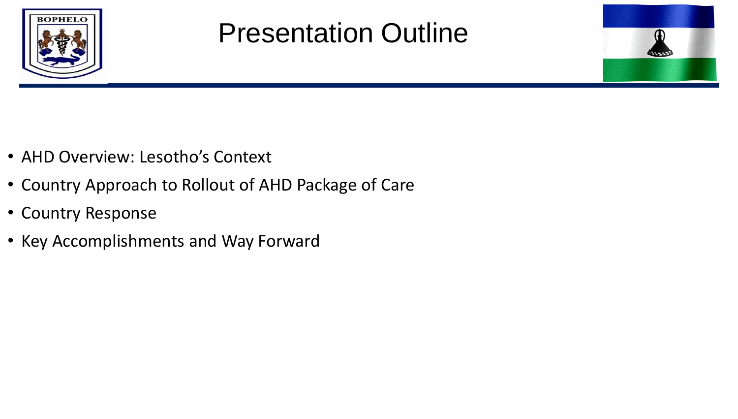# Presentation Outline

- AHD Overview: Lesotho's Context
- Country Approach to Rollout of AHD Package of Care
- Country Response
- Key Accomplishments and Way Forward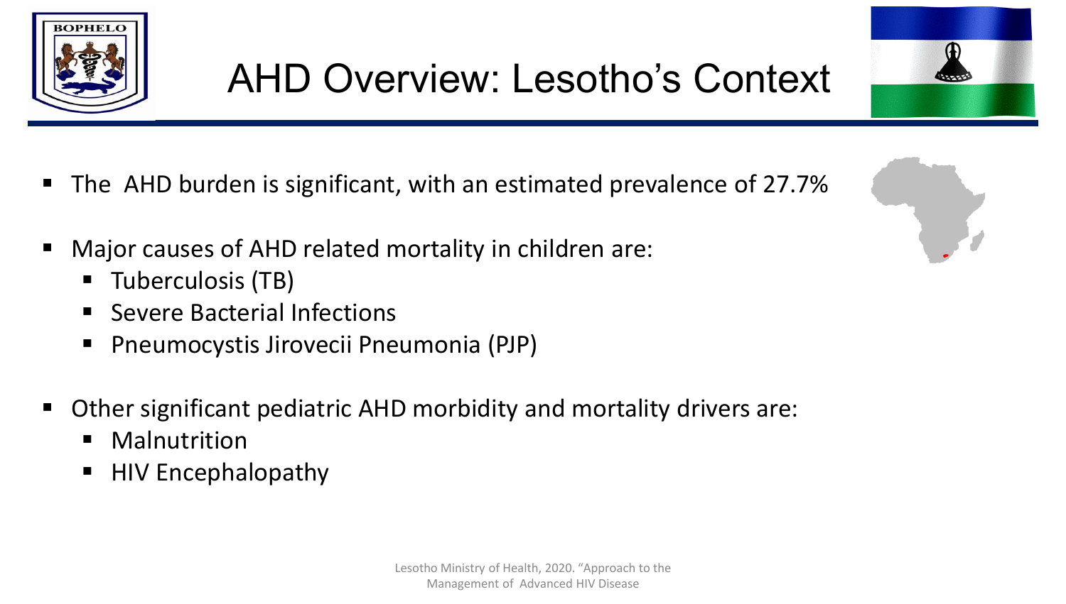# AHD Overview: Lesotho's Context

- The AHD burden is significant, with an estimated prevalence of 27.7%
- Major causes of AHD related mortality in children are:
  - Tuberculosis (TB)
  - Severe Bacterial Infections
  - Pneumocystis Jirovecii Pneumonia (PJP)
- Other significant pediatric AHD morbidity and mortality drivers are:
  - Malnutrition
  - HIV Encephalopathy

Lesotho Ministry of Health, 2020. "Approach to the Management of Advanced HIV Disease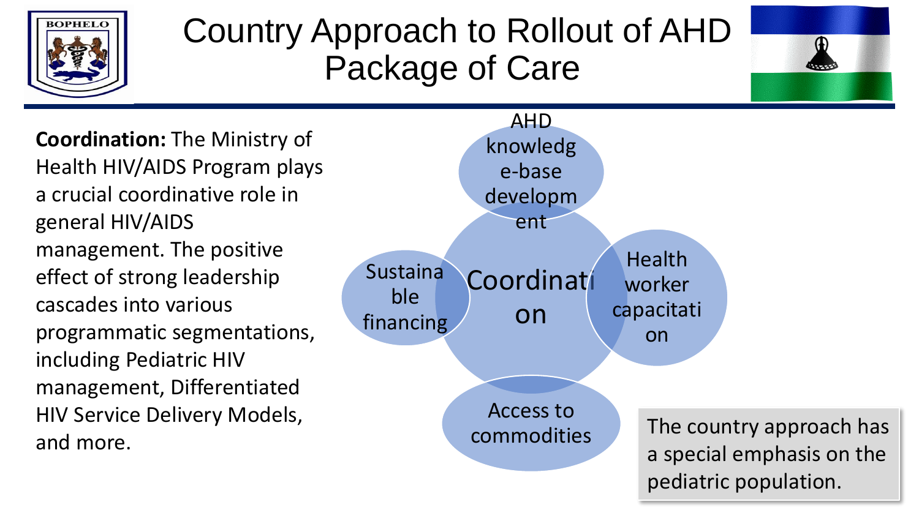# Country Approach to Rollout of AHD Package of Care

**Coordination:** The Ministry of Health HIV/AIDS Program plays a crucial coordinative role in general HIV/AIDS management. The positive effect of strong leadership cascades into various programmatic segmentations, including Pediatric HIV management, Differentiated HIV Service Delivery Models, and more.

- Coordination
- AHD knowledge-base development
- Health worker capacitation
- Access to commodities
- Sustainable financing

The country approach has a special emphasis on the pediatric population.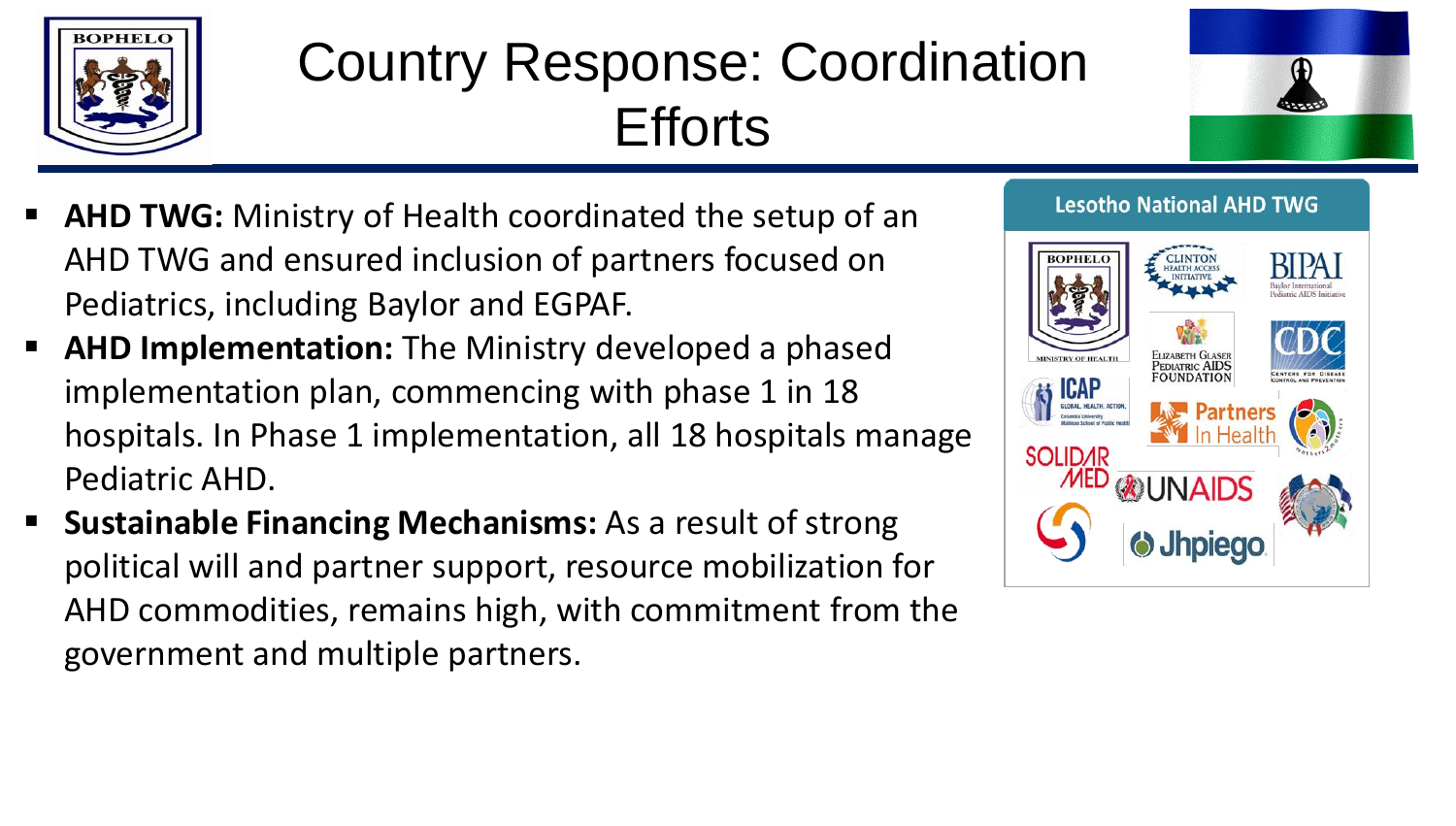# Country Response: Coordination Efforts

- **AHD TWG:** Ministry of Health coordinated the setup of an AHD TWG and ensured inclusion of partners focused on Pediatrics, including Baylor and EGPAF.
- **AHD Implementation:** The Ministry developed a phased implementation plan, commencing with phase 1 in 18 hospitals. In Phase 1 implementation, all 18 hospitals manage Pediatric AHD.
- **Sustainable Financing Mechanisms:** As a result of strong political will and partner support, resource mobilization for AHD commodities, remains high, with commitment from the government and multiple partners.

**Lesotho National AHD TWG**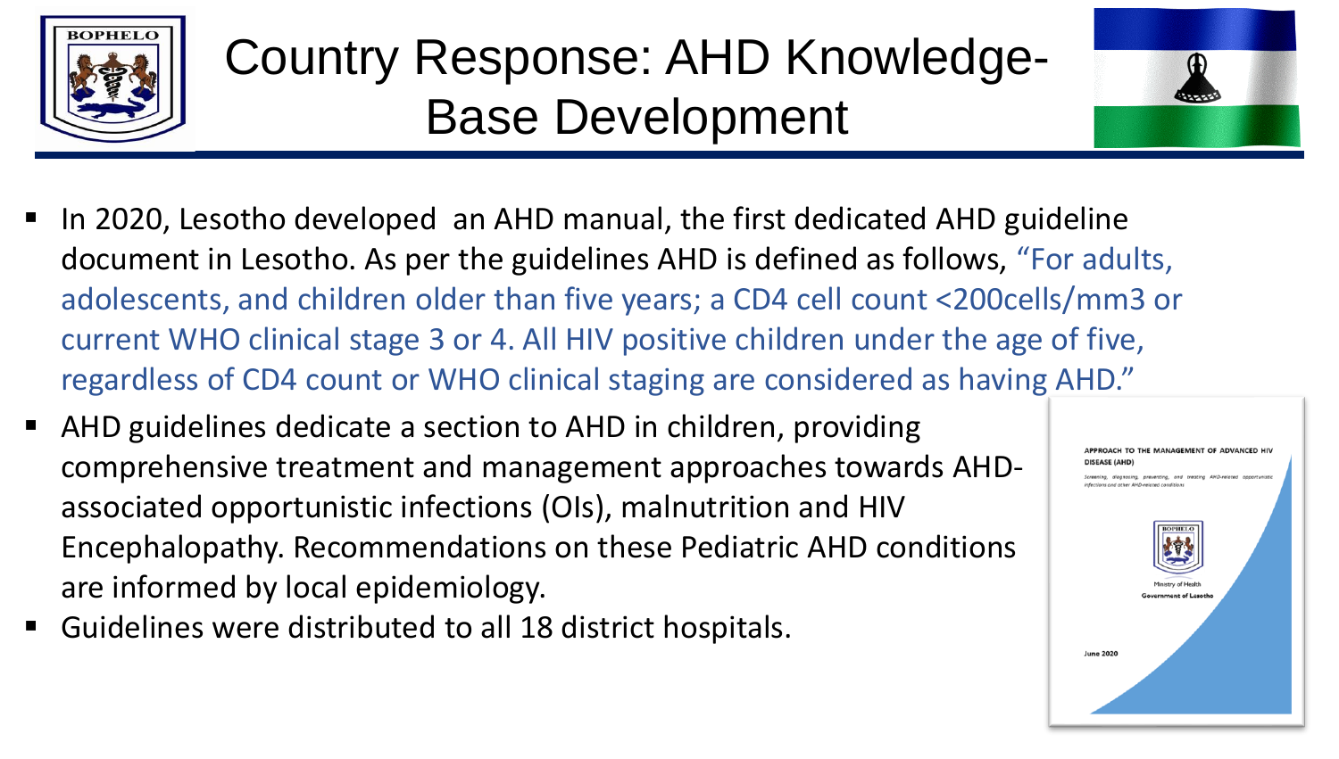# Country Response: AHD Knowledge-Base Development

- In 2020, Lesotho developed an AHD manual, the first dedicated AHD guideline document in Lesotho. As per the guidelines AHD is defined as follows, "For adults, adolescents, and children older than five years; a CD4 cell count <200cells/mm3 or current WHO clinical stage 3 or 4. All HIV positive children under the age of five, regardless of CD4 count or WHO clinical staging are considered as having AHD."
- AHD guidelines dedicate a section to AHD in children, providing comprehensive treatment and management approaches towards AHD-associated opportunistic infections (OIs), malnutrition and HIV Encephalopathy. Recommendations on these Pediatric AHD conditions are informed by local epidemiology.
- Guidelines were distributed to all 18 district hospitals.

APPROACH TO THE MANAGEMENT OF ADVANCED HIV DISEASE (AHD)

*Screening, diagnosing, preventing, and treating AHD-related opportunistic infections and other AHD-related conditions*

BOPHELO

Ministry of Health
Government of Lesotho

June 2020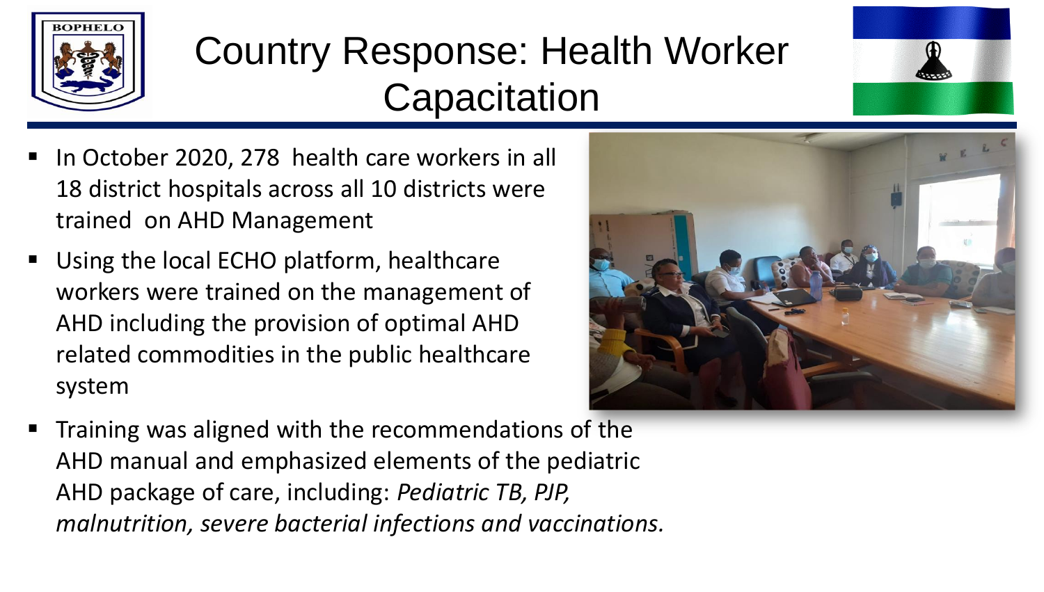# Country Response: Health Worker Capacitation

- In October 2020, 278 health care workers in all 18 district hospitals across all 10 districts were trained on AHD Management
- Using the local ECHO platform, healthcare workers were trained on the management of AHD including the provision of optimal AHD related commodities in the public healthcare system
- Training was aligned with the recommendations of the AHD manual and emphasized elements of the pediatric AHD package of care, including: *Pediatric TB, PJP, malnutrition, severe bacterial infections and vaccinations.*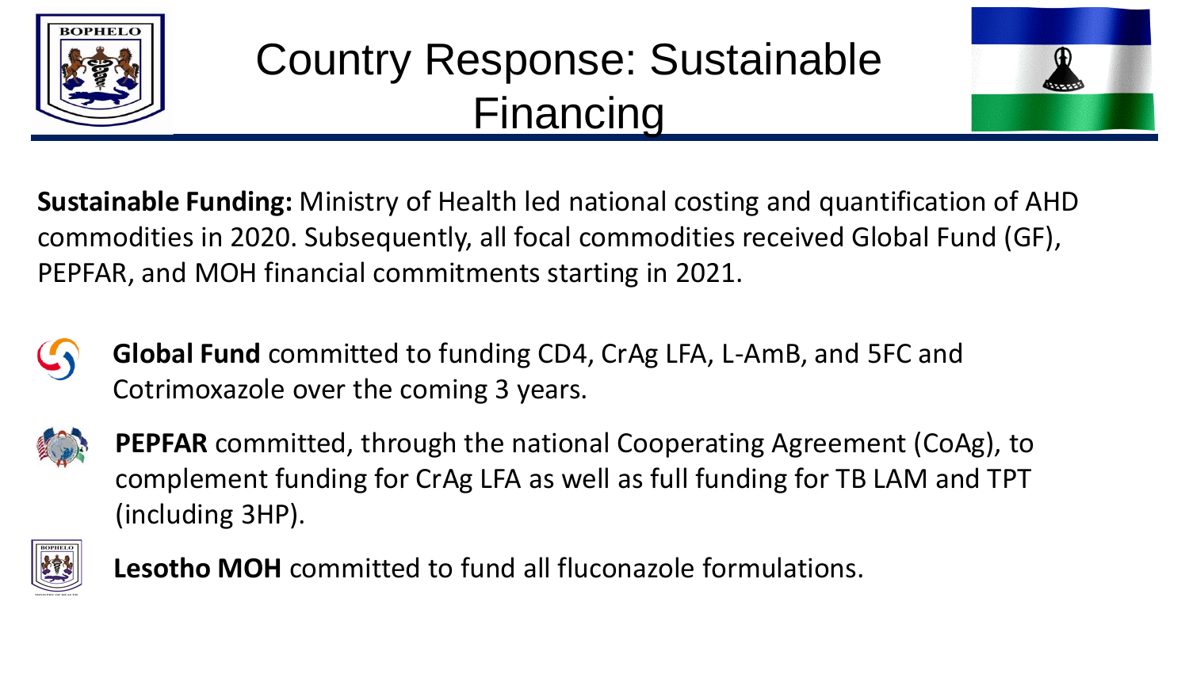# Country Response: Sustainable Financing

**Sustainable Funding:** Ministry of Health led national costing and quantification of AHD commodities in 2020. Subsequently, all focal commodities received Global Fund (GF), PEPFAR, and MOH financial commitments starting in 2021.

- **Global Fund** committed to funding CD4, CrAg LFA, L-AmB, and 5FC and Cotrimoxazole over the coming 3 years.
- **PEPFAR** committed, through the national Cooperating Agreement (CoAg), to complement funding for CrAg LFA as well as full funding for TB LAM and TPT (including 3HP).
- **Lesotho MOH** committed to fund all fluconazole formulations.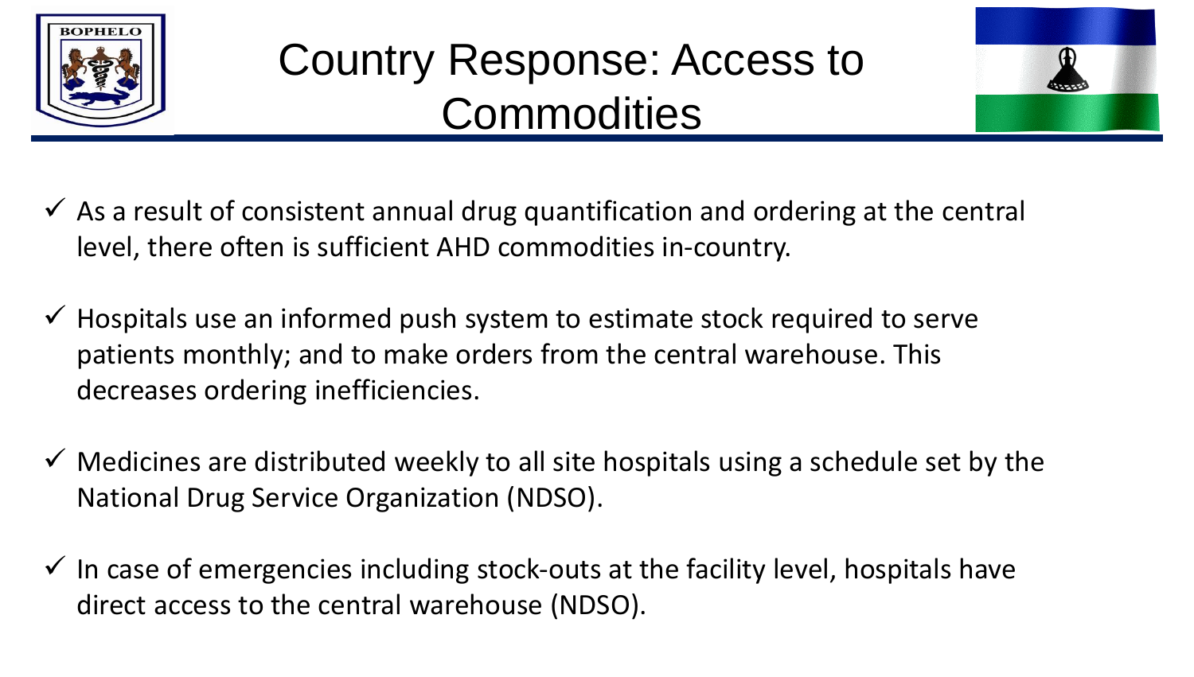# Country Response: Access to Commodities

- ✓ As a result of consistent annual drug quantification and ordering at the central level, there often is sufficient AHD commodities in-country.
- ✓ Hospitals use an informed push system to estimate stock required to serve patients monthly; and to make orders from the central warehouse. This decreases ordering inefficiencies.
- ✓ Medicines are distributed weekly to all site hospitals using a schedule set by the National Drug Service Organization (NDSO).
- ✓ In case of emergencies including stock-outs at the facility level, hospitals have direct access to the central warehouse (NDSO).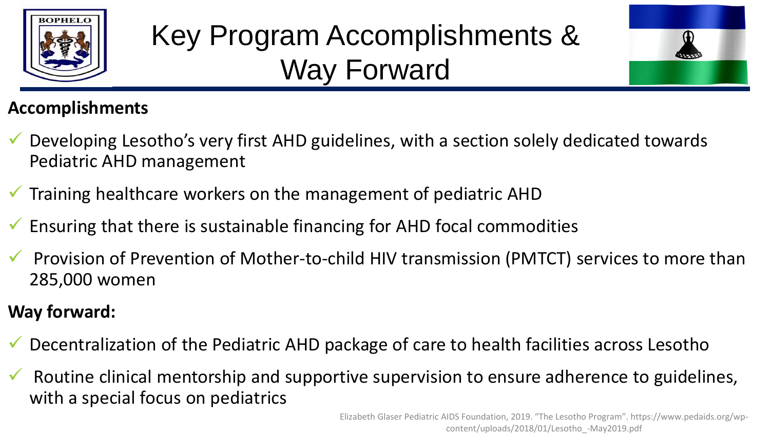# Key Program Accomplishments & Way Forward

**Accomplishments**

- ✓ Developing Lesotho's very first AHD guidelines, with a section solely dedicated towards Pediatric AHD management
- ✓ Training healthcare workers on the management of pediatric AHD
- ✓ Ensuring that there is sustainable financing for AHD focal commodities
- ✓ Provision of Prevention of Mother-to-child HIV transmission (PMTCT) services to more than 285,000 women

**Way forward:**

- ✓ Decentralization of the Pediatric AHD package of care to health facilities across Lesotho
- ✓ Routine clinical mentorship and supportive supervision to ensure adherence to guidelines, with a special focus on pediatrics

Elizabeth Glaser Pediatric AIDS Foundation, 2019. "The Lesotho Program". https://www.pedaids.org/wp-content/uploads/2018/01/Lesotho_-May2019.pdf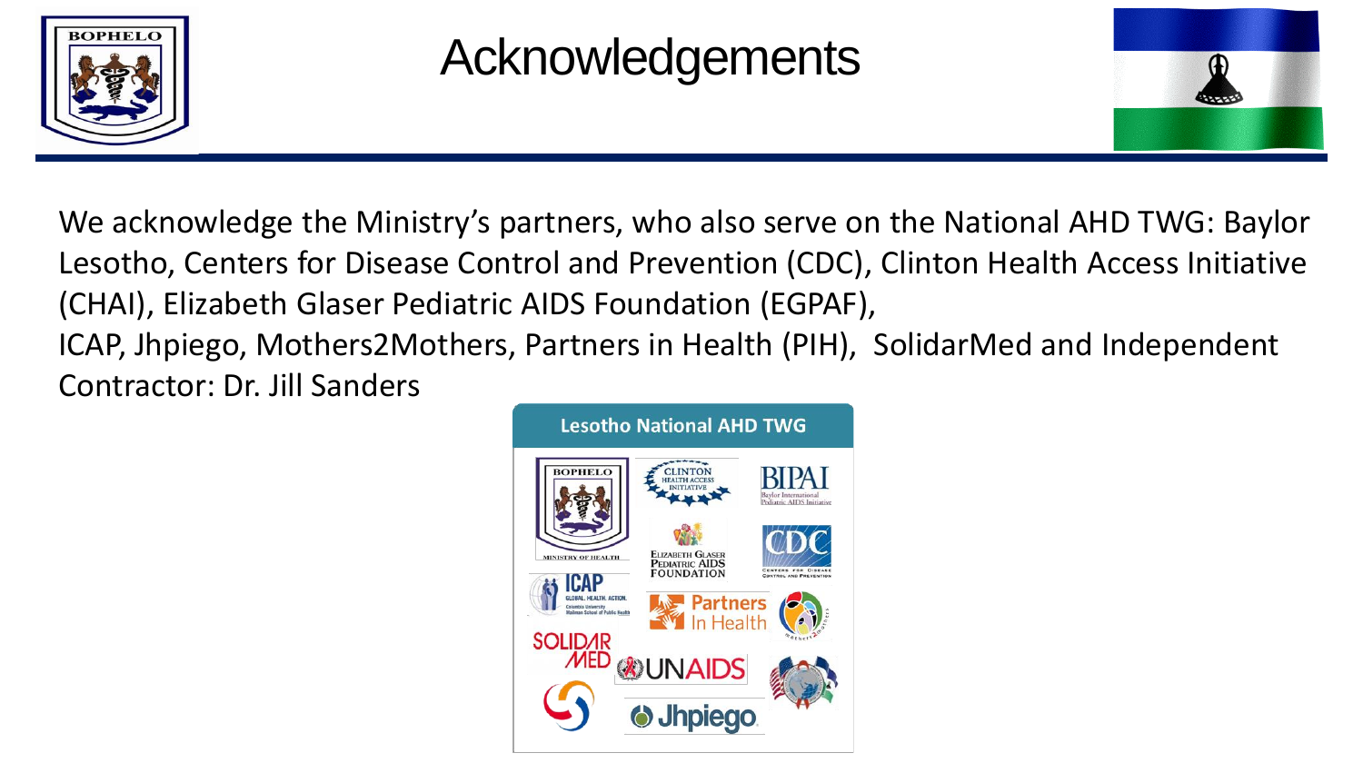# Acknowledgements

We acknowledge the Ministry's partners, who also serve on the National AHD TWG: Baylor Lesotho, Centers for Disease Control and Prevention (CDC), Clinton Health Access Initiative (CHAI), Elizabeth Glaser Pediatric AIDS Foundation (EGPAF), ICAP, Jhpiego, Mothers2Mothers, Partners in Health (PIH), SolidarMed and Independent Contractor: Dr. Jill Sanders

Lesotho National AHD TWG